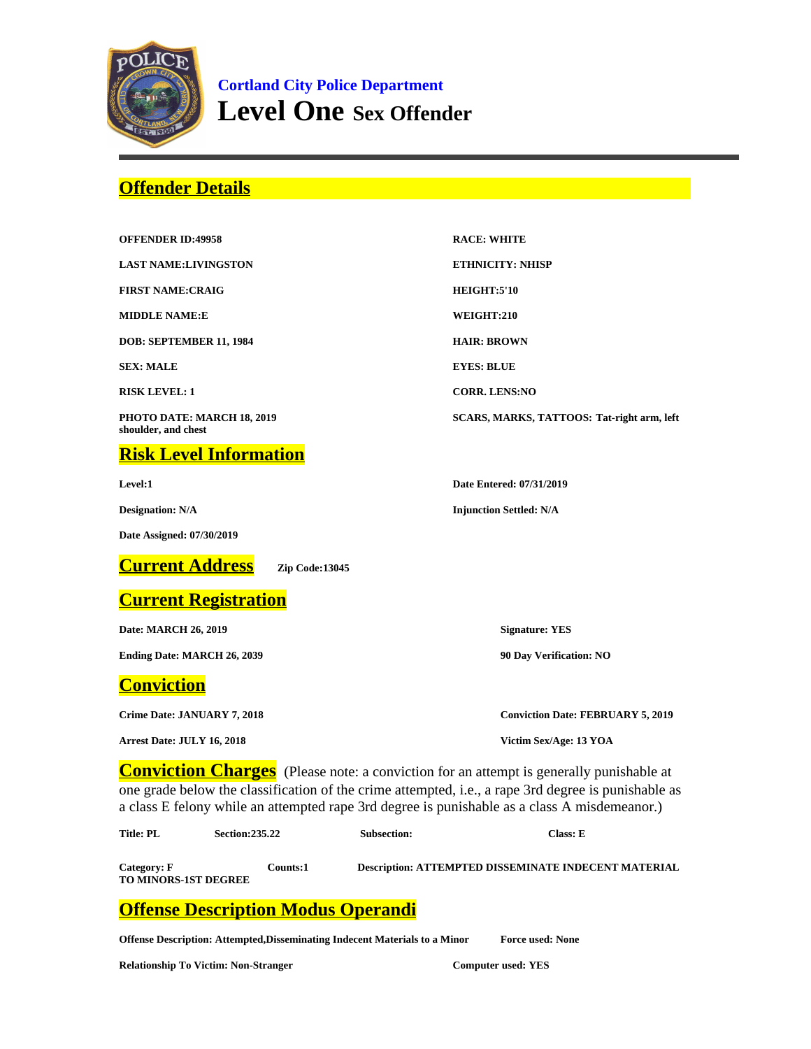**Cortland City Police Department**

# Level One Sex Offender

## Offender Details

**OFFENDER ID:49958**

**LAST NAME:LIVINGSTON**

**FIRST NAME:CRAIG**

**MIDDLE NAME:E**

**DOB: SEPTEMBER 11, 1984**

**SEX: MALE**

**RISK LEVEL: 1**

**PHOTO DATE: MARCH 18, 2019**

**RACE: WHITE**

**ETHNICITY: NHISP**

**HEIGHT:5'10**

**WEIGHT:210**

**HAIR: BROWN**

**EYES: BLUE**

**CORR. LENS:NO**

**SCARS, MARKS, TATTOOS: Tat-right arm, left shoulder, and chest**

## Risk Level Information

**Level:1**

**Designation: N/A**

**Date Assigned: 07/30/2019**

**Date Entered: 07/31/2019**

**Injunction Settled: N/A**

## Current Address

**Zip Code:13045**

## Current Registration

**Date: MARCH 26, 2019**

**Ending Date: MARCH 26, 2039**

**Signature: YES**

**90 Day Verification: NO**

## Conviction

**Crime Date: JANUARY 7, 2018**

**Arrest Date: JULY 16, 2018**

**Conviction Date: FEBRUARY 5, 2019**

**Victim Sex/Age: 13 YOA**

## Conviction Charges

(Please note: a conviction for an attempt is generally punishable at one grade below the classification of the crime attempted, i.e., a rape 3rd degree is punishable as a class E felony while an attempted rape 3rd degree is punishable as a class A misdemeanor.)

**Title: PL** **Section:235.22** **Subsection:** **Class: E**

**Category: F** **Counts:1** **Description: ATTEMPTED DISSEMINATE INDECENT MATERIAL TO MINORS-1ST DEGREE**

## Offense Description Modus Operandi

**Offense Description: Attempted,Disseminating Indecent Materials to a Minor**

**Force used: None**

**Relationship To Victim: Non-Stranger**

**Computer used: YES**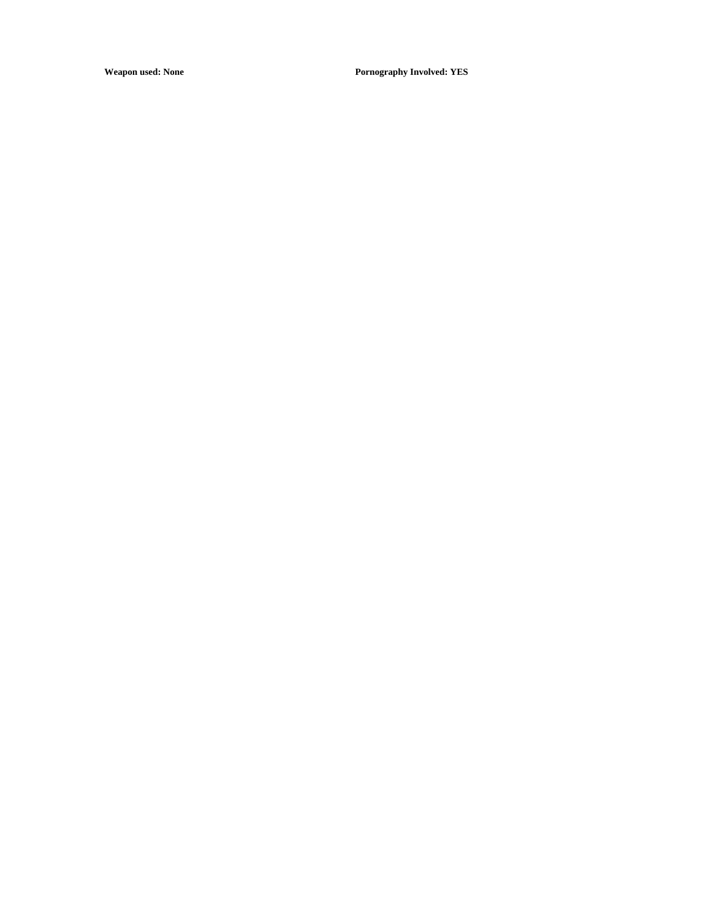**Weapon used: None** **Pornography Involved: YES**